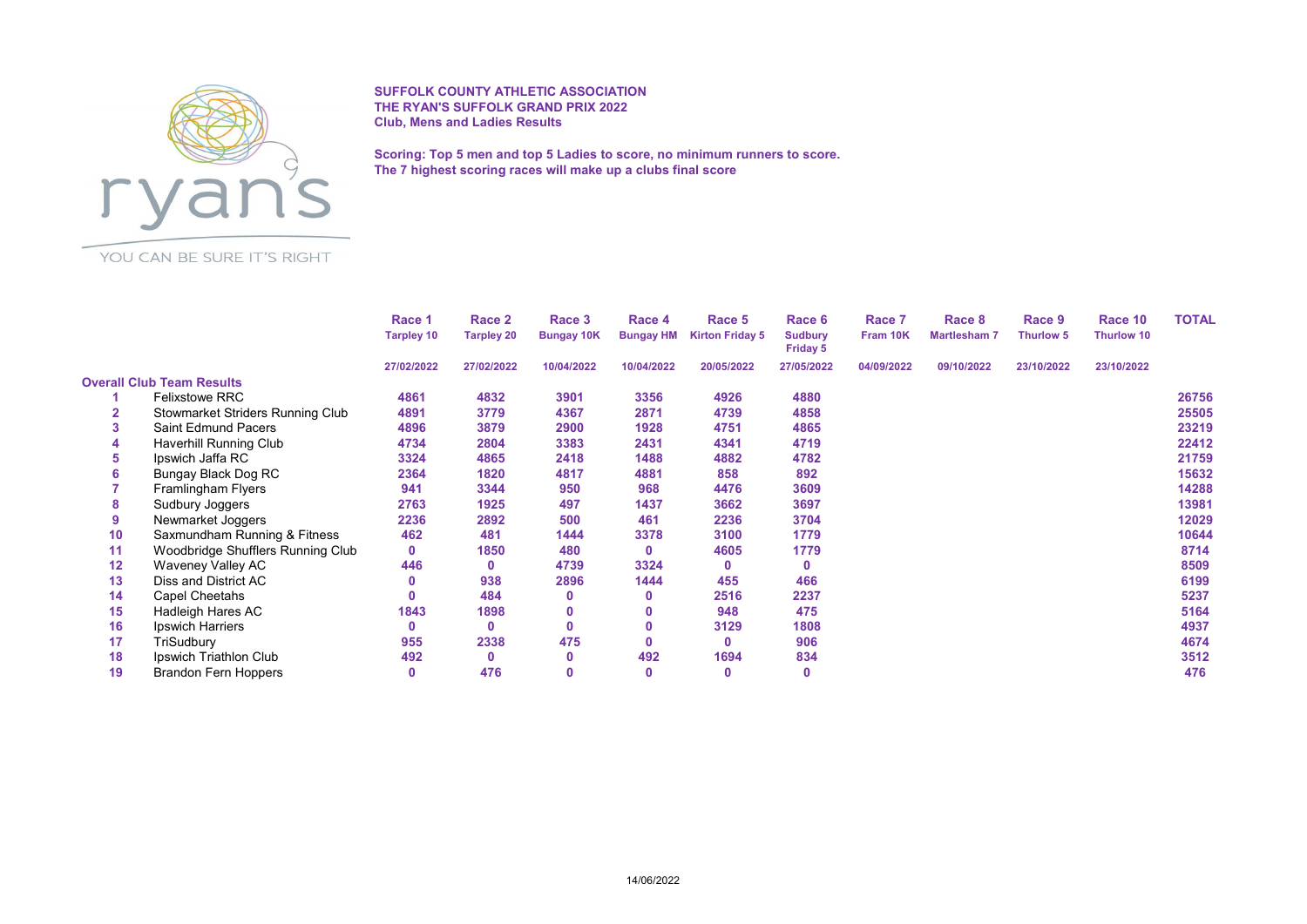**SUFFOLK COUNTY ATHLETIC ASSOCIATION**
**THE RYAN'S SUFFOLK GRAND PRIX 2022**
**Club, Mens and Ladies Results**

**Scoring: Top 5 men and top 5 Ladies to score, no minimum runners to score.**
**The 7 highest scoring races will make up a clubs final score**

| | | Race 1 | Race 2 | Race 3 | Race 4 | Race 5 | Race 6 | Race 7 | Race 8 | Race 9 | Race 10 | TOTAL |
|---|---|---|---|---|---|---|---|---|---|---|---|---|
| | | Tarpley 10 | Tarpley 20 | Bungay 10K | Bungay HM | Kirton Friday 5 | Sudbury Friday 5 | Fram 10K | Martlesham 7 | Thurlow 5 | Thurlow 10 | |
| | | 27/02/2022 | 27/02/2022 | 10/04/2022 | 10/04/2022 | 20/05/2022 | 27/05/2022 | 04/09/2022 | 09/10/2022 | 23/10/2022 | 23/10/2022 | |
| **Overall Club Team Results** | | | | | | | | | | | | |
| 1 | Felixstowe RRC | 4861 | 4832 | 3901 | 3356 | 4926 | 4880 | | | | | 26756 |
| 2 | Stowmarket Striders Running Club | 4891 | 3779 | 4367 | 2871 | 4739 | 4858 | | | | | 25505 |
| 3 | Saint Edmund Pacers | 4896 | 3879 | 2900 | 1928 | 4751 | 4865 | | | | | 23219 |
| 4 | Haverhill Running Club | 4734 | 2804 | 3383 | 2431 | 4341 | 4719 | | | | | 22412 |
| 5 | Ipswich Jaffa RC | 3324 | 4865 | 2418 | 1488 | 4882 | 4782 | | | | | 21759 |
| 6 | Bungay Black Dog RC | 2364 | 1820 | 4817 | 4881 | 858 | 892 | | | | | 15632 |
| 7 | Framlingham Flyers | 941 | 3344 | 950 | 968 | 4476 | 3609 | | | | | 14288 |
| 8 | Sudbury Joggers | 2763 | 1925 | 497 | 1437 | 3662 | 3697 | | | | | 13981 |
| 9 | Newmarket Joggers | 2236 | 2892 | 500 | 461 | 2236 | 3704 | | | | | 12029 |
| 10 | Saxmundham Running & Fitness | 462 | 481 | 1444 | 3378 | 3100 | 1779 | | | | | 10644 |
| 11 | Woodbridge Shufflers Running Club | 0 | 1850 | 480 | 0 | 4605 | 1779 | | | | | 8714 |
| 12 | Waveney Valley AC | 446 | 0 | 4739 | 3324 | 0 | 0 | | | | | 8509 |
| 13 | Diss and District AC | 0 | 938 | 2896 | 1444 | 455 | 466 | | | | | 6199 |
| 14 | Capel Cheetahs | 0 | 484 | 0 | 0 | 2516 | 2237 | | | | | 5237 |
| 15 | Hadleigh Hares AC | 1843 | 1898 | 0 | 0 | 948 | 475 | | | | | 5164 |
| 16 | Ipswich Harriers | 0 | 0 | 0 | 0 | 3129 | 1808 | | | | | 4937 |
| 17 | TriSudbury | 955 | 2338 | 475 | 0 | 0 | 906 | | | | | 4674 |
| 18 | Ipswich Triathlon Club | 492 | 0 | 0 | 492 | 1694 | 834 | | | | | 3512 |
| 19 | Brandon Fern Hoppers | 0 | 476 | 0 | 0 | 0 | 0 | | | | | 476 |

14/06/2022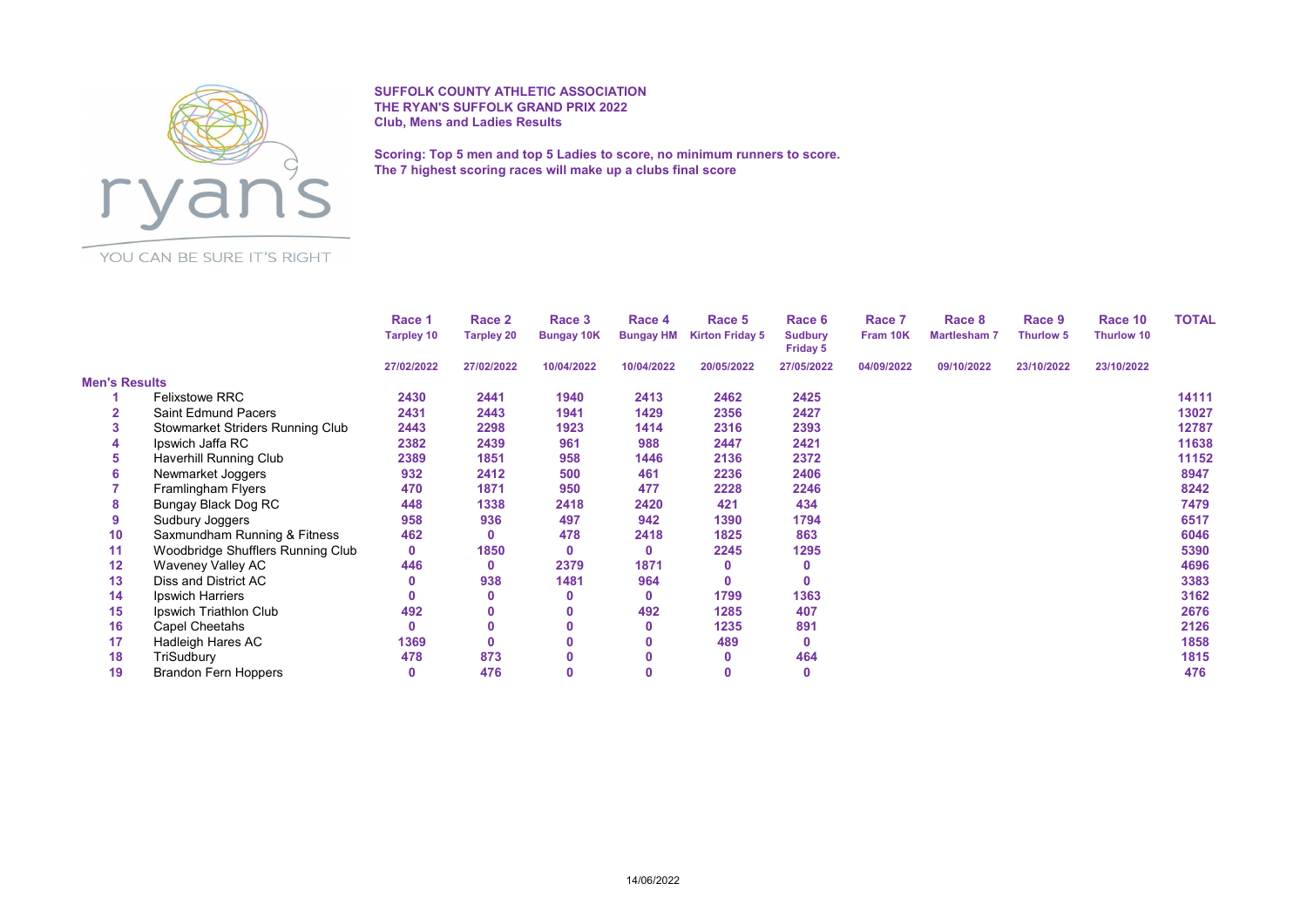**SUFFOLK COUNTY ATHLETIC ASSOCIATION**
**THE RYAN'S SUFFOLK GRAND PRIX 2022**
**Club, Mens and Ladies Results**

**Scoring: Top 5 men and top 5 Ladies to score, no minimum runners to score.**
**The 7 highest scoring races will make up a clubs final score**

| | | Race 1 Tarpley 10 27/02/2022 | Race 2 Tarpley 20 27/02/2022 | Race 3 Bungay 10K 10/04/2022 | Race 4 Bungay HM 10/04/2022 | Race 5 Kirton Friday 5 20/05/2022 | Race 6 Sudbury Friday 5 27/05/2022 | Race 7 Fram 10K 04/09/2022 | Race 8 Martlesham 7 09/10/2022 | Race 9 Thurlow 5 23/10/2022 | Race 10 Thurlow 10 23/10/2022 | TOTAL |
|---|---|---|---|---|---|---|---|---|---|---|---|---|
| **Men's Results** | | | | | | | | | | | | |
| 1 | Felixstowe RRC | 2430 | 2441 | 1940 | 2413 | 2462 | 2425 | | | | | 14111 |
| 2 | Saint Edmund Pacers | 2431 | 2443 | 1941 | 1429 | 2356 | 2427 | | | | | 13027 |
| 3 | Stowmarket Striders Running Club | 2443 | 2298 | 1923 | 1414 | 2316 | 2393 | | | | | 12787 |
| 4 | Ipswich Jaffa RC | 2382 | 2439 | 961 | 988 | 2447 | 2421 | | | | | 11638 |
| 5 | Haverhill Running Club | 2389 | 1851 | 958 | 1446 | 2136 | 2372 | | | | | 11152 |
| 6 | Newmarket Joggers | 932 | 2412 | 500 | 461 | 2236 | 2406 | | | | | 8947 |
| 7 | Framlingham Flyers | 470 | 1871 | 950 | 477 | 2228 | 2246 | | | | | 8242 |
| 8 | Bungay Black Dog RC | 448 | 1338 | 2418 | 2420 | 421 | 434 | | | | | 7479 |
| 9 | Sudbury Joggers | 958 | 936 | 497 | 942 | 1390 | 1794 | | | | | 6517 |
| 10 | Saxmundham Running & Fitness | 462 | 0 | 478 | 2418 | 1825 | 863 | | | | | 6046 |
| 11 | Woodbridge Shufflers Running Club | 0 | 1850 | 0 | 0 | 2245 | 1295 | | | | | 5390 |
| 12 | Waveney Valley AC | 446 | 0 | 2379 | 1871 | 0 | 0 | | | | | 4696 |
| 13 | Diss and District AC | 0 | 938 | 1481 | 964 | 0 | 0 | | | | | 3383 |
| 14 | Ipswich Harriers | 0 | 0 | 0 | 0 | 1799 | 1363 | | | | | 3162 |
| 15 | Ipswich Triathlon Club | 492 | 0 | 0 | 492 | 1285 | 407 | | | | | 2676 |
| 16 | Capel Cheetahs | 0 | 0 | 0 | 0 | 1235 | 891 | | | | | 2126 |
| 17 | Hadleigh Hares AC | 1369 | 0 | 0 | 0 | 489 | 0 | | | | | 1858 |
| 18 | TriSudbury | 478 | 873 | 0 | 0 | 0 | 464 | | | | | 1815 |
| 19 | Brandon Fern Hoppers | 0 | 476 | 0 | 0 | 0 | 0 | | | | | 476 |

14/06/2022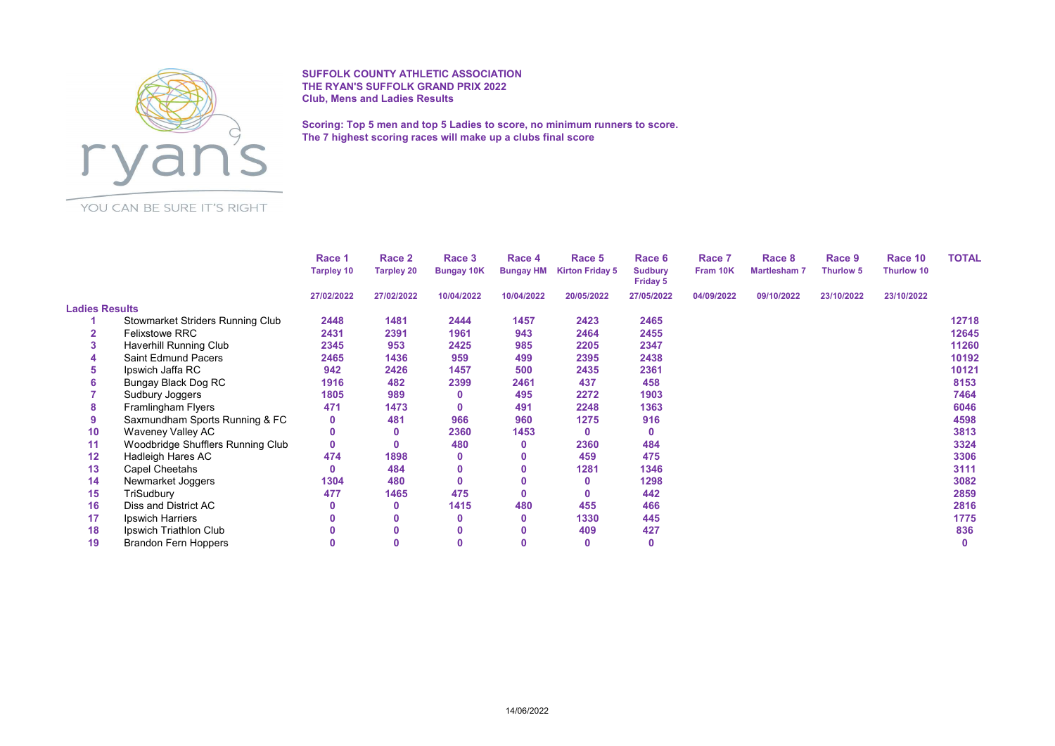**SUFFOLK COUNTY ATHLETIC ASSOCIATION**
**THE RYAN'S SUFFOLK GRAND PRIX 2022**
**Club, Mens and Ladies Results**

**Scoring: Top 5 men and top 5 Ladies to score, no minimum runners to score.**
**The 7 highest scoring races will make up a clubs final score**

| | | Race 1 Tarpley 10 27/02/2022 | Race 2 Tarpley 20 27/02/2022 | Race 3 Bungay 10K 10/04/2022 | Race 4 Bungay HM 10/04/2022 | Race 5 Kirton Friday 5 20/05/2022 | Race 6 Sudbury Friday 5 27/05/2022 | Race 7 Fram 10K 04/09/2022 | Race 8 Martlesham 7 09/10/2022 | Race 9 Thurlow 5 23/10/2022 | Race 10 Thurlow 10 23/10/2022 | TOTAL |
|---|---|---|---|---|---|---|---|---|---|---|---|---|
| **Ladies Results** | | | | | | | | | | | | |
| 1 | Stowmarket Striders Running Club | 2448 | 1481 | 2444 | 1457 | 2423 | 2465 | | | | | 12718 |
| 2 | Felixstowe RRC | 2431 | 2391 | 1961 | 943 | 2464 | 2455 | | | | | 12645 |
| 3 | Haverhill Running Club | 2345 | 953 | 2425 | 985 | 2205 | 2347 | | | | | 11260 |
| 4 | Saint Edmund Pacers | 2465 | 1436 | 959 | 499 | 2395 | 2438 | | | | | 10192 |
| 5 | Ipswich Jaffa RC | 942 | 2426 | 1457 | 500 | 2435 | 2361 | | | | | 10121 |
| 6 | Bungay Black Dog RC | 1916 | 482 | 2399 | 2461 | 437 | 458 | | | | | 8153 |
| 7 | Sudbury Joggers | 1805 | 989 | 0 | 495 | 2272 | 1903 | | | | | 7464 |
| 8 | Framlingham Flyers | 471 | 1473 | 0 | 491 | 2248 | 1363 | | | | | 6046 |
| 9 | Saxmundham Sports Running & FC | 0 | 481 | 966 | 960 | 1275 | 916 | | | | | 4598 |
| 10 | Waveney Valley AC | 0 | 0 | 2360 | 1453 | 0 | 0 | | | | | 3813 |
| 11 | Woodbridge Shufflers Running Club | 0 | 0 | 480 | 0 | 2360 | 484 | | | | | 3324 |
| 12 | Hadleigh Hares AC | 474 | 1898 | 0 | 0 | 459 | 475 | | | | | 3306 |
| 13 | Capel Cheetahs | 0 | 484 | 0 | 0 | 1281 | 1346 | | | | | 3111 |
| 14 | Newmarket Joggers | 1304 | 480 | 0 | 0 | 0 | 1298 | | | | | 3082 |
| 15 | TriSudbury | 477 | 1465 | 475 | 0 | 0 | 442 | | | | | 2859 |
| 16 | Diss and District AC | 0 | 0 | 1415 | 480 | 455 | 466 | | | | | 2816 |
| 17 | Ipswich Harriers | 0 | 0 | 0 | 0 | 1330 | 445 | | | | | 1775 |
| 18 | Ipswich Triathlon Club | 0 | 0 | 0 | 0 | 409 | 427 | | | | | 836 |
| 19 | Brandon Fern Hoppers | 0 | 0 | 0 | 0 | 0 | 0 | | | | | 0 |

14/06/2022